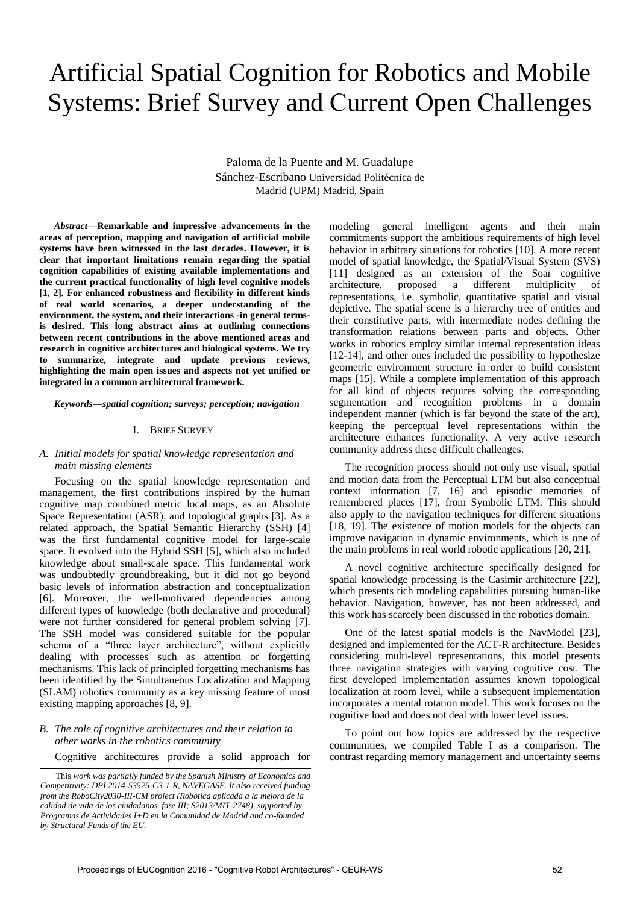# Artificial Spatial Cognition for Robotics and Mobile Systems: Brief Survey and Current Open Challenges

Paloma de la Puente and M. Guadalupe Sánchez-Escribano Universidad Politécnica de Madrid (UPM) Madrid, Spain

***Abstract*—Remarkable and impressive advancements in the areas of perception, mapping and navigation of artificial mobile systems have been witnessed in the last decades. However, it is clear that important limitations remain regarding the spatial cognition capabilities of existing available implementations and the current practical functionality of high level cognitive models [1, 2]. For enhanced robustness and flexibility in different kinds of real world scenarios, a deeper understanding of the environment, the system, and their interactions -in general terms- is desired. This long abstract aims at outlining connections between recent contributions in the above mentioned areas and research in cognitive architectures and biological systems. We try to summarize, integrate and update previous reviews, highlighting the main open issues and aspects not yet unified or integrated in a common architectural framework.**

***Keywords*—*spatial cognition; surveys; perception; navigation***

## I. Brief Survey

### *A. Initial models for spatial knowledge representation and main missing elements*

Focusing on the spatial knowledge representation and management, the first contributions inspired by the human cognitive map combined metric local maps, as an Absolute Space Representation (ASR), and topological graphs [3]. As a related approach, the Spatial Semantic Hierarchy (SSH) [4] was the first fundamental cognitive model for large-scale space. It evolved into the Hybrid SSH [5], which also included knowledge about small-scale space. This fundamental work was undoubtedly groundbreaking, but it did not go beyond basic levels of information abstraction and conceptualization [6]. Moreover, the well-motivated dependencies among different types of knowledge (both declarative and procedural) were not further considered for general problem solving [7]. The SSH model was considered suitable for the popular schema of a "three layer architecture", without explicitly dealing with processes such as attention or forgetting mechanisms. This lack of principled forgetting mechanisms has been identified by the Simultaneous Localization and Mapping (SLAM) robotics community as a key missing feature of most existing mapping approaches [8, 9].

### *B. The role of cognitive architectures and their relation to other works in the robotics community*

Cognitive architectures provide a solid approach for modeling general intelligent agents and their main commitments support the ambitious requirements of high level behavior in arbitrary situations for robotics [10]. A more recent model of spatial knowledge, the Spatial/Visual System (SVS) [11] designed as an extension of the Soar cognitive architecture, proposed a different multiplicity of representations, i.e. symbolic, quantitative spatial and visual depictive. The spatial scene is a hierarchy tree of entities and their constitutive parts, with intermediate nodes defining the transformation relations between parts and objects. Other works in robotics employ similar internal representation ideas [12-14], and other ones included the possibility to hypothesize geometric environment structure in order to build consistent maps [15]. While a complete implementation of this approach for all kind of objects requires solving the corresponding segmentation and recognition problems in a domain independent manner (which is far beyond the state of the art), keeping the perceptual level representations within the architecture enhances functionality. A very active research community address these difficult challenges.

The recognition process should not only use visual, spatial and motion data from the Perceptual LTM but also conceptual context information [7, 16] and episodic memories of remembered places [17], from Symbolic LTM. This should also apply to the navigation techniques for different situations [18, 19]. The existence of motion models for the objects can improve navigation in dynamic environments, which is one of the main problems in real world robotic applications [20, 21].

A novel cognitive architecture specifically designed for spatial knowledge processing is the Casimir architecture [22], which presents rich modeling capabilities pursuing human-like behavior. Navigation, however, has not been addressed, and this work has scarcely been discussed in the robotics domain.

One of the latest spatial models is the NavModel [23], designed and implemented for the ACT-R architecture. Besides considering multi-level representations, this model presents three navigation strategies with varying cognitive cost. The first developed implementation assumes known topological localization at room level, while a subsequent implementation incorporates a mental rotation model. This work focuses on the cognitive load and does not deal with lower level issues.

To point out how topics are addressed by the respective communities, we compiled Table I as a comparison. The contrast regarding memory management and uncertainty seems

---

This *work was partially funded by the Spanish Ministry of Economics and Competitivity: DPI 2014-53525-C3-1-R, NAVEGASE. It also received funding from the RoboCity2030-III-CM project (Robótica aplicada a la mejora de la calidad de vida de los ciudadanos. fase III; S2013/MIT-2748), supported by Programas de Actividades I+D en la Comunidad de Madrid and co-founded by Structural Funds of the EU.*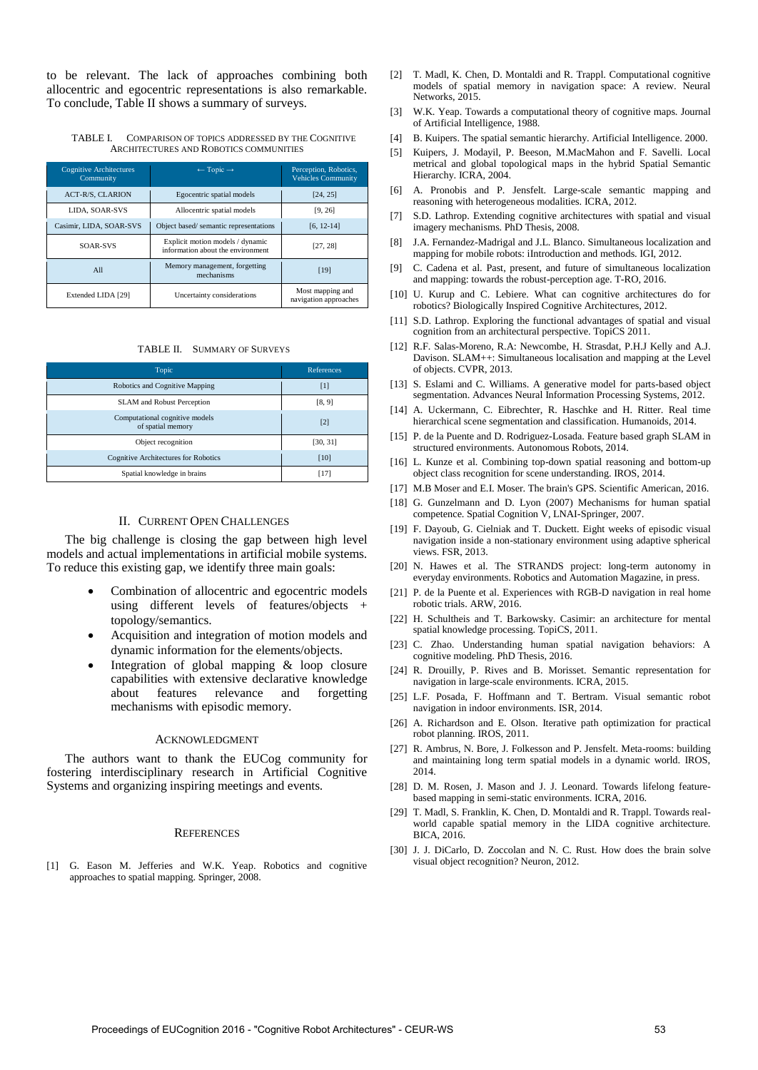to be relevant. The lack of approaches combining both allocentric and egocentric representations is also remarkable. To conclude, Table II shows a summary of surveys.

TABLE I. COMPARISON OF TOPICS ADDRESSED BY THE COGNITIVE ARCHITECTURES AND ROBOTICS COMMUNITIES

| Cognitive Architectures Community | ← Topic → | Perception, Robotics, Vehicles Community |
|---|---|---|
| ACT-R/S, CLARION | Egocentric spatial models | [24, 25] |
| LIDA, SOAR-SVS | Allocentric spatial models | [9, 26] |
| Casimir, LIDA, SOAR-SVS | Object based/ semantic representations | [6, 12-14] |
| SOAR-SVS | Explicit motion models / dynamic information about the environment | [27, 28] |
| All | Memory management, forgetting mechanisms | [19] |
| Extended LIDA [29] | Uncertainty considerations | Most mapping and navigation approaches |

TABLE II. SUMMARY OF SURVEYS

| Topic | References |
|---|---|
| Robotics and Cognitive Mapping | [1] |
| SLAM and Robust Perception | [8, 9] |
| Computational cognitive models of spatial memory | [2] |
| Object recognition | [30, 31] |
| Cognitive Architectures for Robotics | [10] |
| Spatial knowledge in brains | [17] |

## II. CURRENT OPEN CHALLENGES

The big challenge is closing the gap between high level models and actual implementations in artificial mobile systems. To reduce this existing gap, we identify three main goals:

- Combination of allocentric and egocentric models using different levels of features/objects + topology/semantics.
- Acquisition and integration of motion models and dynamic information for the elements/objects.
- Integration of global mapping & loop closure capabilities with extensive declarative knowledge about features relevance and forgetting mechanisms with episodic memory.

## ACKNOWLEDGMENT

The authors want to thank the EUCog community for fostering interdisciplinary research in Artificial Cognitive Systems and organizing inspiring meetings and events.

## REFERENCES

[1] G. Eason M. Jefferies and W.K. Yeap. Robotics and cognitive approaches to spatial mapping. Springer, 2008.

[2] T. Madl, K. Chen, D. Montaldi and R. Trappl. Computational cognitive models of spatial memory in navigation space: A review. Neural Networks, 2015.

[3] W.K. Yeap. Towards a computational theory of cognitive maps. Journal of Artificial Intelligence, 1988.

[4] B. Kuipers. The spatial semantic hierarchy. Artificial Intelligence. 2000.

[5] Kuipers, J. Modayil, P. Beeson, M.MacMahon and F. Savelli. Local metrical and global topological maps in the hybrid Spatial Semantic Hierarchy. ICRA, 2004.

[6] A. Pronobis and P. Jensfelt. Large-scale semantic mapping and reasoning with heterogeneous modalities. ICRA, 2012.

[7] S.D. Lathrop. Extending cognitive architectures with spatial and visual imagery mechanisms. PhD Thesis, 2008.

[8] J.A. Fernandez-Madrigal and J.L. Blanco. Simultaneous localization and mapping for mobile robots: iIntroduction and methods. IGI, 2012.

[9] C. Cadena et al. Past, present, and future of simultaneous localization and mapping: towards the robust-perception age. T-RO, 2016.

[10] U. Kurup and C. Lebiere. What can cognitive architectures do for robotics? Biologically Inspired Cognitive Architectures, 2012.

[11] S.D. Lathrop. Exploring the functional advantages of spatial and visual cognition from an architectural perspective. TopiCS 2011.

[12] R.F. Salas-Moreno, R.A: Newcombe, H. Strasdat, P.H.J Kelly and A.J. Davison. SLAM++: Simultaneous localisation and mapping at the Level of objects. CVPR, 2013.

[13] S. Eslami and C. Williams. A generative model for parts-based object segmentation. Advances Neural Information Processing Systems, 2012.

[14] A. Uckermann, C. Eibrechter, R. Haschke and H. Ritter. Real time hierarchical scene segmentation and classification. Humanoids, 2014.

[15] P. de la Puente and D. Rodriguez-Losada. Feature based graph SLAM in structured environments. Autonomous Robots, 2014.

[16] L. Kunze et al. Combining top-down spatial reasoning and bottom-up object class recognition for scene understanding. IROS, 2014.

[17] M.B Moser and E.I. Moser. The brain's GPS. Scientific American, 2016.

[18] G. Gunzelmann and D. Lyon (2007) Mechanisms for human spatial competence. Spatial Cognition V, LNAI-Springer, 2007.

[19] F. Dayoub, G. Cielniak and T. Duckett. Eight weeks of episodic visual navigation inside a non-stationary environment using adaptive spherical views. FSR, 2013.

[20] N. Hawes et al. The STRANDS project: long-term autonomy in everyday environments. Robotics and Automation Magazine, in press.

[21] P. de la Puente et al. Experiences with RGB-D navigation in real home robotic trials. ARW, 2016.

[22] H. Schultheis and T. Barkowsky. Casimir: an architecture for mental spatial knowledge processing. TopiCS, 2011.

[23] C. Zhao. Understanding human spatial navigation behaviors: A cognitive modeling. PhD Thesis, 2016.

[24] R. Drouilly, P. Rives and B. Morisset. Semantic representation for navigation in large-scale environments. ICRA, 2015.

[25] L.F. Posada, F. Hoffmann and T. Bertram. Visual semantic robot navigation in indoor environments. ISR, 2014.

[26] A. Richardson and E. Olson. Iterative path optimization for practical robot planning. IROS, 2011.

[27] R. Ambrus, N. Bore, J. Folkesson and P. Jensfelt. Meta-rooms: building and maintaining long term spatial models in a dynamic world. IROS, 2014.

[28] D. M. Rosen, J. Mason and J. J. Leonard. Towards lifelong feature-based mapping in semi-static environments. ICRA, 2016.

[29] T. Madl, S. Franklin, K. Chen, D. Montaldi and R. Trappl. Towards real-world capable spatial memory in the LIDA cognitive architecture. BICA, 2016.

[30] J. J. DiCarlo, D. Zoccolan and N. C. Rust. How does the brain solve visual object recognition? Neuron, 2012.